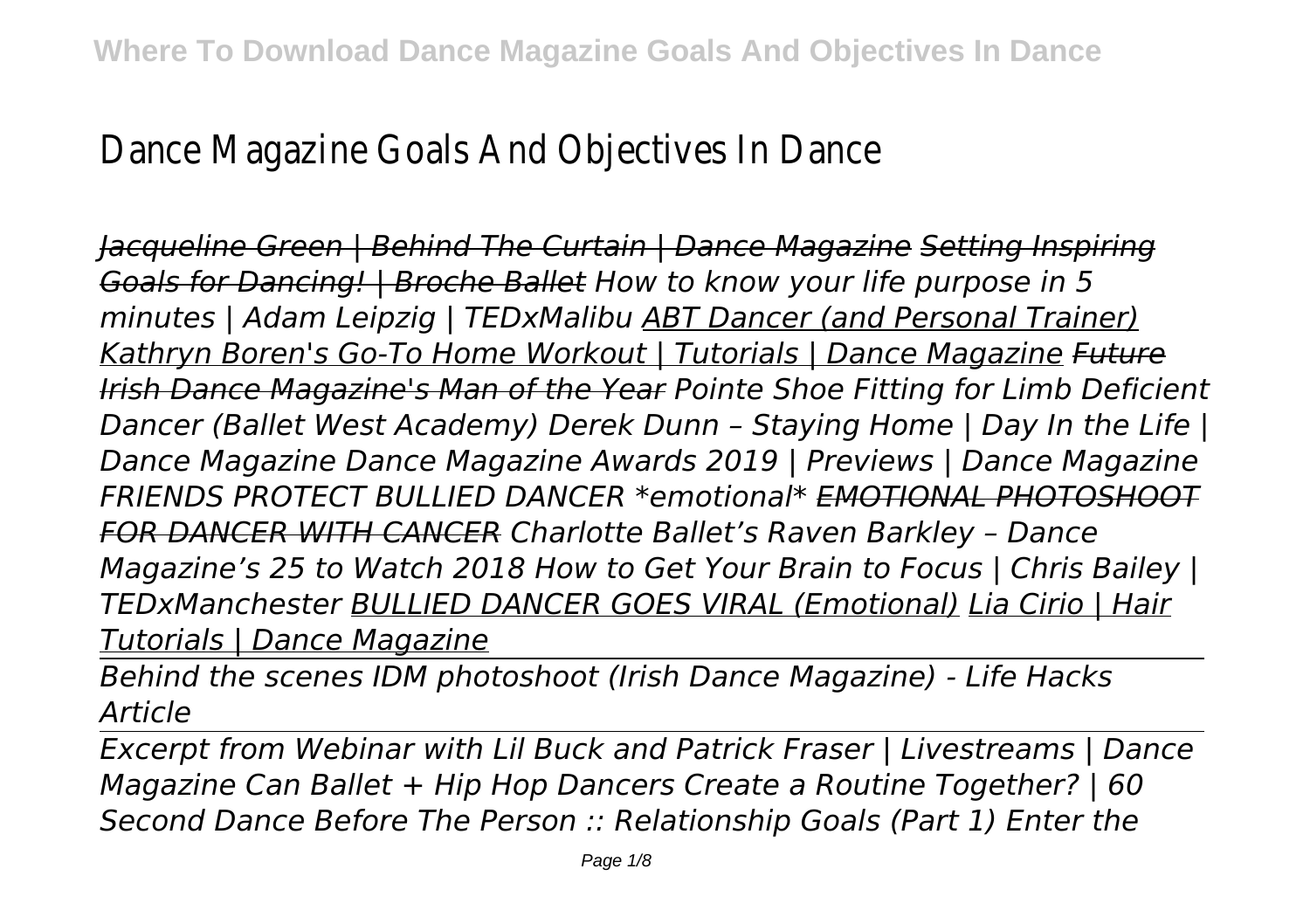# Dance Magazine Goals And Objectives In Dance

*Jacqueline Green | Behind The Curtain | Dance Magazine Setting Inspiring Goals for Dancing! | Broche Ballet How to know your life purpose in 5 minutes | Adam Leipzig | TEDxMalibu ABT Dancer (and Personal Trainer) Kathryn Boren's Go-To Home Workout | Tutorials | Dance Magazine Future Irish Dance Magazine's Man of the Year Pointe Shoe Fitting for Limb Deficient Dancer (Ballet West Academy) Derek Dunn – Staying Home | Day In the Life | Dance Magazine Dance Magazine Awards 2019 | Previews | Dance Magazine FRIENDS PROTECT BULLIED DANCER \*emotional\* EMOTIONAL PHOTOSHOOT FOR DANCER WITH CANCER Charlotte Ballet's Raven Barkley – Dance Magazine's 25 to Watch 2018 How to Get Your Brain to Focus | Chris Bailey | TEDxManchester BULLIED DANCER GOES VIRAL (Emotional) Lia Cirio | Hair Tutorials | Dance Magazine*

*Behind the scenes IDM photoshoot (Irish Dance Magazine) - Life Hacks Article*

*Excerpt from Webinar with Lil Buck and Patrick Fraser | Livestreams | Dance Magazine Can Ballet + Hip Hop Dancers Create a Routine Together? | 60 Second Dance Before The Person :: Relationship Goals (Part 1) Enter the*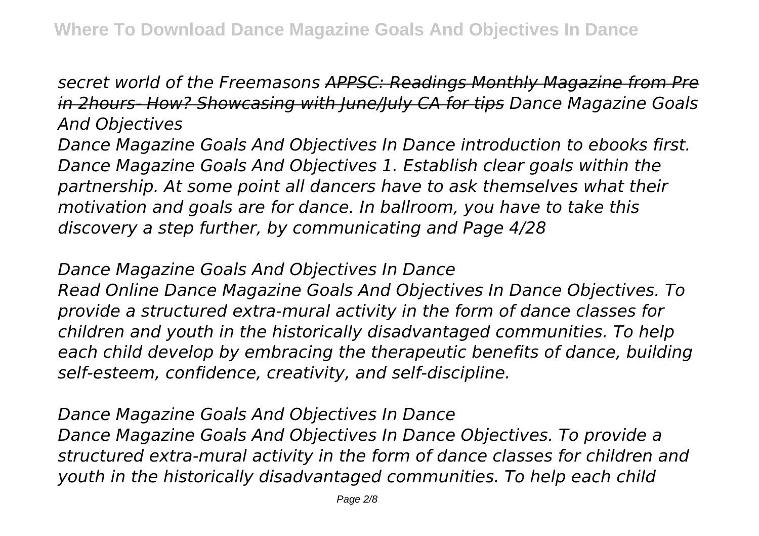*secret world of the Freemasons* ***APPSC: Readings Monthly Magazine from Pre in 2hours- How? Showcasing with June/July CA for tips*** *Dance Magazine Goals And Objectives*

*Dance Magazine Goals And Objectives In Dance introduction to ebooks first. Dance Magazine Goals And Objectives 1. Establish clear goals within the partnership. At some point all dancers have to ask themselves what their motivation and goals are for dance. In ballroom, you have to take this discovery a step further, by communicating and Page 4/28*

*Dance Magazine Goals And Objectives In Dance*

*Read Online Dance Magazine Goals And Objectives In Dance Objectives. To provide a structured extra-mural activity in the form of dance classes for children and youth in the historically disadvantaged communities. To help each child develop by embracing the therapeutic benefits of dance, building self-esteem, confidence, creativity, and self-discipline.*

*Dance Magazine Goals And Objectives In Dance*

*Dance Magazine Goals And Objectives In Dance Objectives. To provide a structured extra-mural activity in the form of dance classes for children and youth in the historically disadvantaged communities. To help each child*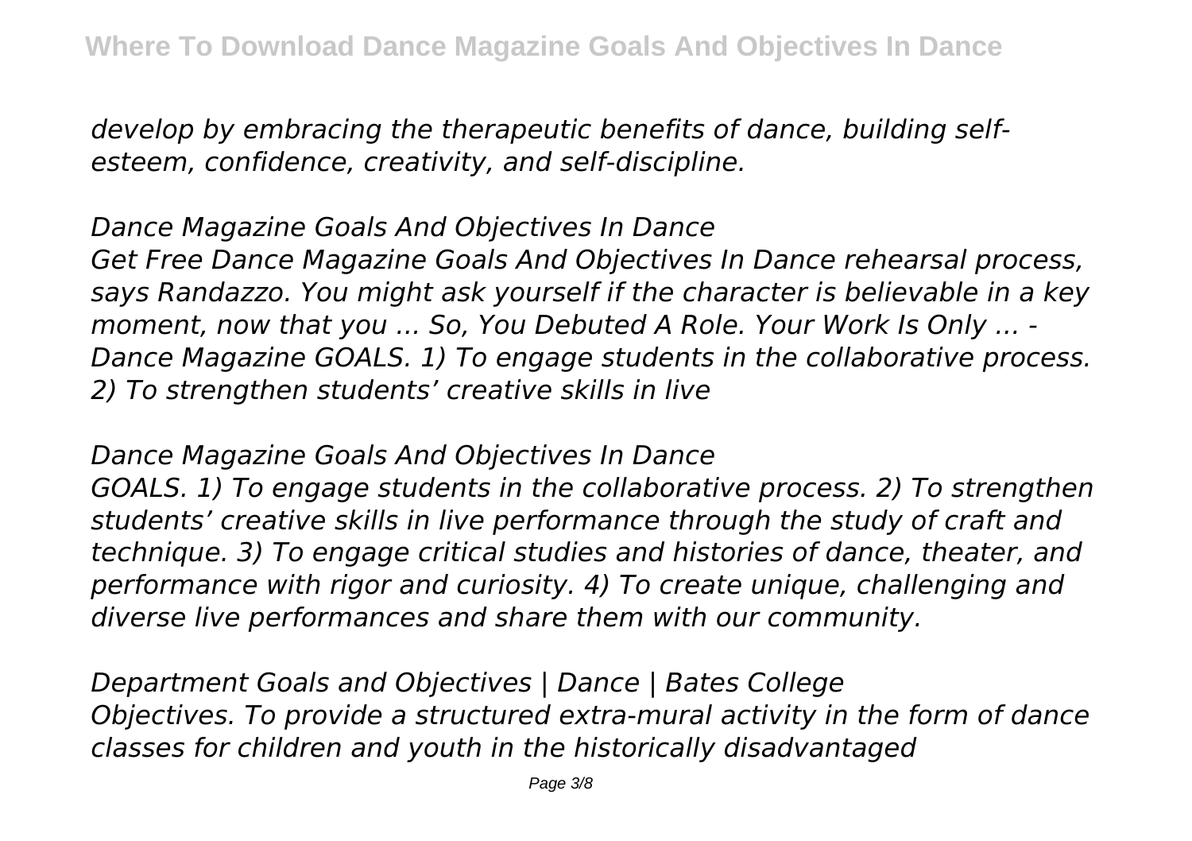*develop by embracing the therapeutic benefits of dance, building self-esteem, confidence, creativity, and self-discipline.*

*Dance Magazine Goals And Objectives In Dance*

*Get Free Dance Magazine Goals And Objectives In Dance rehearsal process, says Randazzo. You might ask yourself if the character is believable in a key moment, now that you ... So, You Debuted A Role. Your Work Is Only ... - Dance Magazine GOALS. 1) To engage students in the collaborative process. 2) To strengthen students' creative skills in live*

*Dance Magazine Goals And Objectives In Dance*

*GOALS. 1) To engage students in the collaborative process. 2) To strengthen students' creative skills in live performance through the study of craft and technique. 3) To engage critical studies and histories of dance, theater, and performance with rigor and curiosity. 4) To create unique, challenging and diverse live performances and share them with our community.*

*Department Goals and Objectives | Dance | Bates College*

*Objectives. To provide a structured extra-mural activity in the form of dance classes for children and youth in the historically disadvantaged*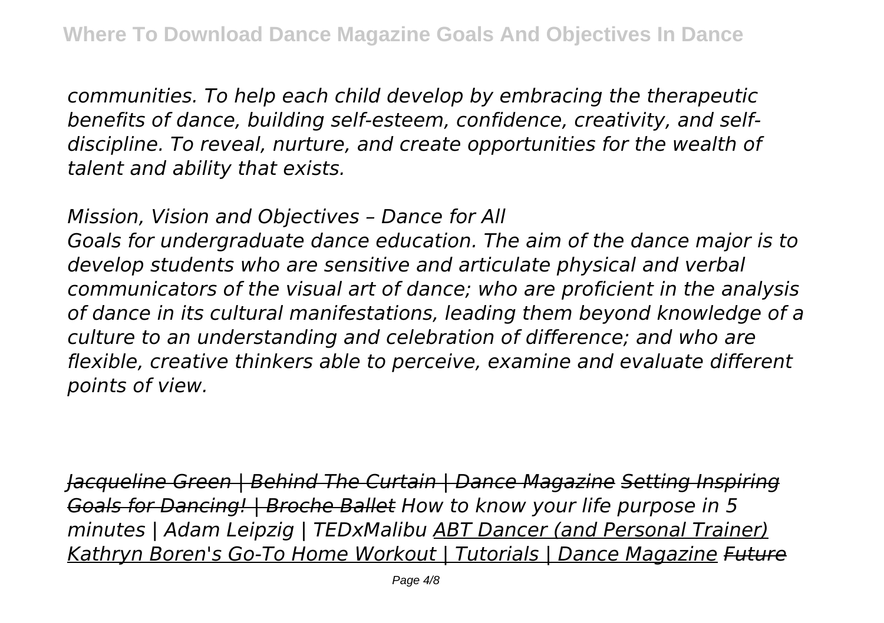*communities. To help each child develop by embracing the therapeutic benefits of dance, building self-esteem, confidence, creativity, and self-discipline. To reveal, nurture, and create opportunities for the wealth of talent and ability that exists.*

*Mission, Vision and Objectives – Dance for All*

*Goals for undergraduate dance education. The aim of the dance major is to develop students who are sensitive and articulate physical and verbal communicators of the visual art of dance; who are proficient in the analysis of dance in its cultural manifestations, leading them beyond knowledge of a culture to an understanding and celebration of difference; and who are flexible, creative thinkers able to perceive, examine and evaluate different points of view.*

*~~Jacqueline Green | Behind The Curtain | Dance Magazine~~ ~~Setting Inspiring Goals for Dancing! | Broche Ballet~~ How to know your life purpose in 5 minutes | Adam Leipzig | TEDxMalibu* *ABT Dancer (and Personal Trainer) Kathryn Boren's Go-To Home Workout | Tutorials | Dance Magazine* *~~Future~~*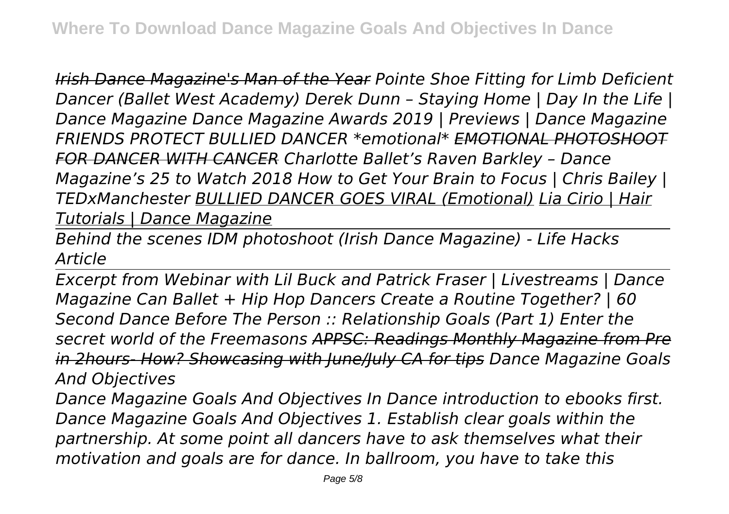*[Irish Dance Magazine's Man of the Year](#) Pointe Shoe Fitting for Limb Deficient Dancer (Ballet West Academy) Derek Dunn – Staying Home | Day In the Life | Dance Magazine Dance Magazine Awards 2019 | Previews | Dance Magazine FRIENDS PROTECT BULLIED DANCER \*emotional\* [EMOTIONAL PHOTOSHOOT FOR DANCER WITH CANCER](#) Charlotte Ballet's Raven Barkley – Dance Magazine's 25 to Watch 2018 How to Get Your Brain to Focus | Chris Bailey | TEDxManchester [BULLIED DANCER GOES VIRAL (Emotional)](#) [Lia Cirio | Hair Tutorials | Dance Magazine](#)*

*Behind the scenes IDM photoshoot (Irish Dance Magazine) - Life Hacks Article*

*Excerpt from Webinar with Lil Buck and Patrick Fraser | Livestreams | Dance Magazine Can Ballet + Hip Hop Dancers Create a Routine Together? | 60 Second Dance Before The Person :: Relationship Goals (Part 1) Enter the secret world of the Freemasons [APPSC: Readings Monthly Magazine from Pre in 2hours- How? Showcasing with June/July CA for tips](#) Dance Magazine Goals And Objectives*

*Dance Magazine Goals And Objectives In Dance introduction to ebooks first. Dance Magazine Goals And Objectives 1. Establish clear goals within the partnership. At some point all dancers have to ask themselves what their motivation and goals are for dance. In ballroom, you have to take this*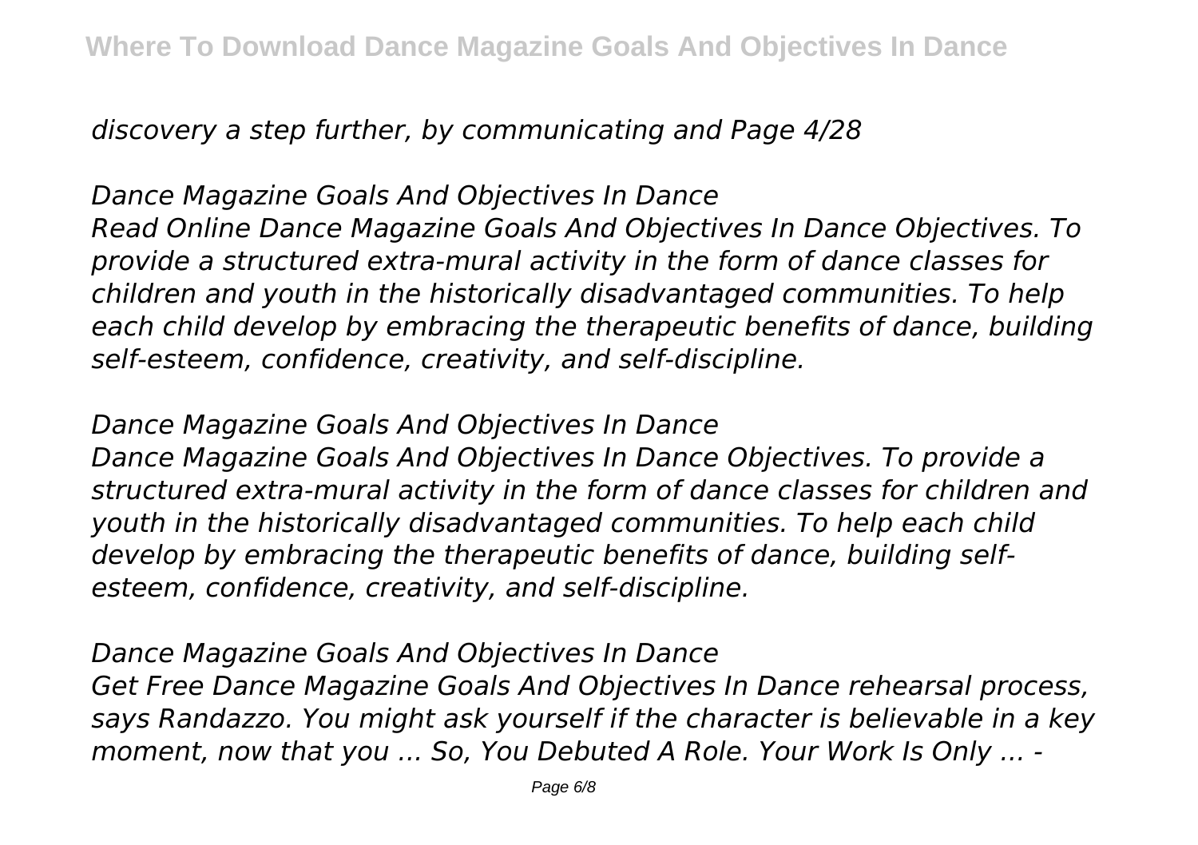*discovery a step further, by communicating and Page 4/28*

*Dance Magazine Goals And Objectives In Dance*

*Read Online Dance Magazine Goals And Objectives In Dance Objectives. To provide a structured extra-mural activity in the form of dance classes for children and youth in the historically disadvantaged communities. To help each child develop by embracing the therapeutic benefits of dance, building self-esteem, confidence, creativity, and self-discipline.*

*Dance Magazine Goals And Objectives In Dance*

*Dance Magazine Goals And Objectives In Dance Objectives. To provide a structured extra-mural activity in the form of dance classes for children and youth in the historically disadvantaged communities. To help each child develop by embracing the therapeutic benefits of dance, building self-esteem, confidence, creativity, and self-discipline.*

*Dance Magazine Goals And Objectives In Dance*

*Get Free Dance Magazine Goals And Objectives In Dance rehearsal process, says Randazzo. You might ask yourself if the character is believable in a key moment, now that you ... So, You Debuted A Role. Your Work Is Only ... -*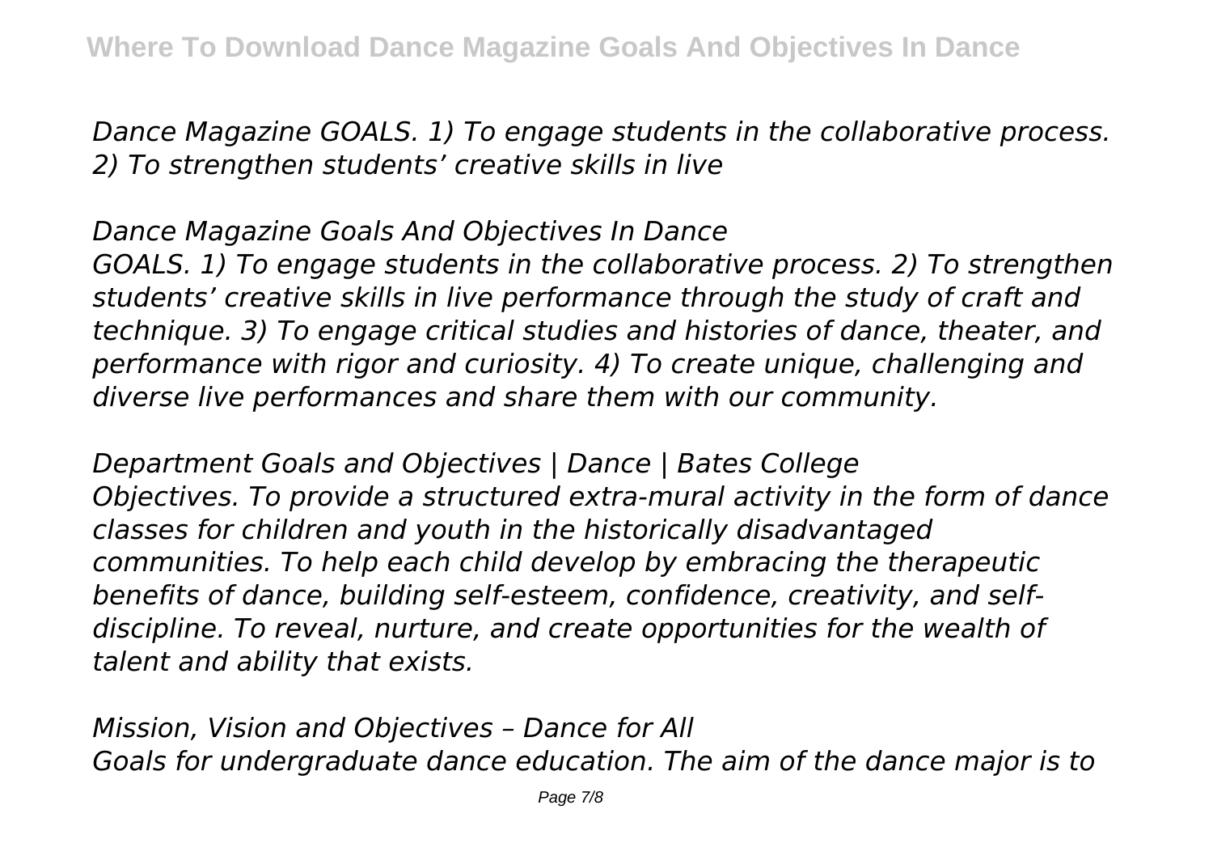*Dance Magazine GOALS. 1) To engage students in the collaborative process. 2) To strengthen students' creative skills in live*

*Dance Magazine Goals And Objectives In Dance*
*GOALS. 1) To engage students in the collaborative process. 2) To strengthen students' creative skills in live performance through the study of craft and technique. 3) To engage critical studies and histories of dance, theater, and performance with rigor and curiosity. 4) To create unique, challenging and diverse live performances and share them with our community.*

*Department Goals and Objectives | Dance | Bates College*
*Objectives. To provide a structured extra-mural activity in the form of dance classes for children and youth in the historically disadvantaged communities. To help each child develop by embracing the therapeutic benefits of dance, building self-esteem, confidence, creativity, and self-discipline. To reveal, nurture, and create opportunities for the wealth of talent and ability that exists.*

*Mission, Vision and Objectives – Dance for All*
*Goals for undergraduate dance education. The aim of the dance major is to*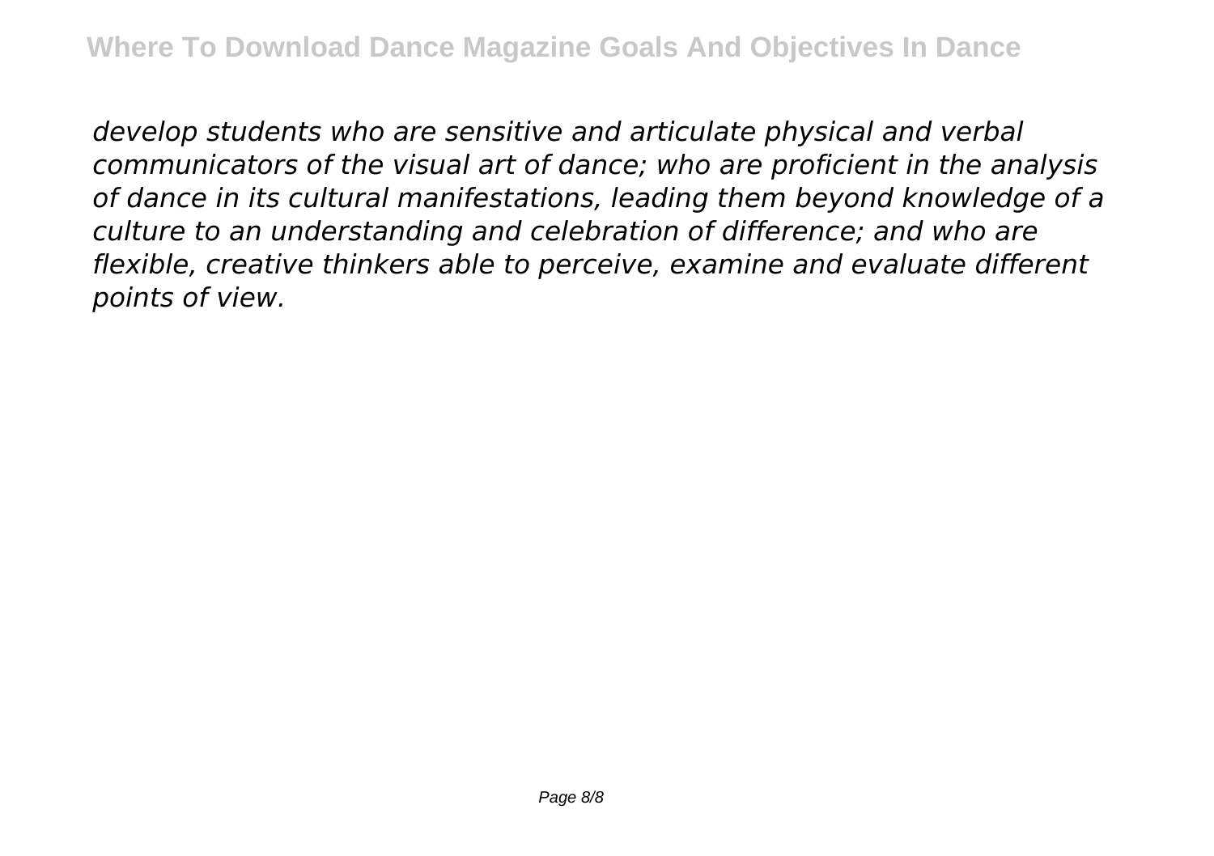*develop students who are sensitive and articulate physical and verbal communicators of the visual art of dance; who are proficient in the analysis of dance in its cultural manifestations, leading them beyond knowledge of a culture to an understanding and celebration of difference; and who are flexible, creative thinkers able to perceive, examine and evaluate different points of view.*